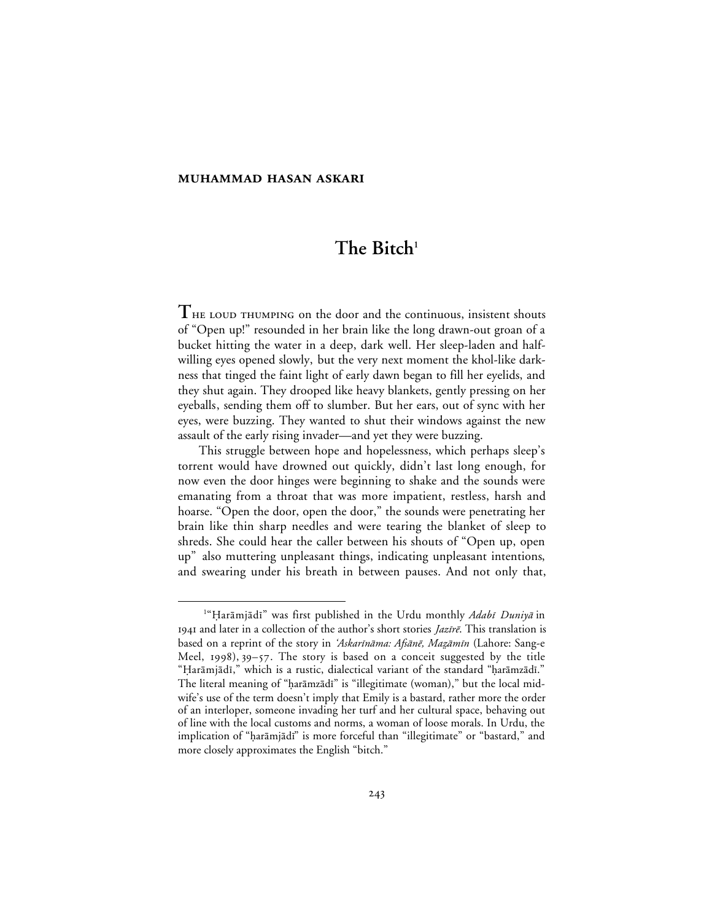**MUHAMMAD HASAN ASKARI**

# The Bitch[1]

THE LOUD THUMPING on the door and the continuous, insistent shouts of "Open up!" resounded in her brain like the long drawn-out groan of a bucket hitting the water in a deep, dark well. Her sleep-laden and half-willing eyes opened slowly, but the very next moment the khol-like darkness that tinged the faint light of early dawn began to fill her eyelids, and they shut again. They drooped like heavy blankets, gently pressing on her eyeballs, sending them off to slumber. But her ears, out of sync with her eyes, were buzzing. They wanted to shut their windows against the new assault of the early rising invader—and yet they were buzzing.

This struggle between hope and hopelessness, which perhaps sleep's torrent would have drowned out quickly, didn't last long enough, for now even the door hinges were beginning to shake and the sounds were emanating from a throat that was more impatient, restless, harsh and hoarse. "Open the door, open the door," the sounds were penetrating her brain like thin sharp needles and were tearing the blanket of sleep to shreds. She could hear the caller between his shouts of "Open up, open up" also muttering unpleasant things, indicating unpleasant intentions, and swearing under his breath in between pauses. And not only that,

---

[1] "Ḥarāmjādī" was first published in the Urdu monthly *Adabī Duniyā* in 1941 and later in a collection of the author's short stories *Jazīrē*. This translation is based on a reprint of the story in *'Askarīnāma: Afsānē, Maẓāmīn* (Lahore: Sang-e Meel, 1998), 39–57. The story is based on a conceit suggested by the title "Ḥarāmjādī," which is a rustic, dialectical variant of the standard "ḥarāmzādī." The literal meaning of "ḥarāmzādī" is "illegitimate (woman)," but the local midwife's use of the term doesn't imply that Emily is a bastard, rather more the order of an interloper, someone invading her turf and her cultural space, behaving out of line with the local customs and norms, a woman of loose morals. In Urdu, the implication of "ḥarāmjādī" is more forceful than "illegitimate" or "bastard," and more closely approximates the English "bitch."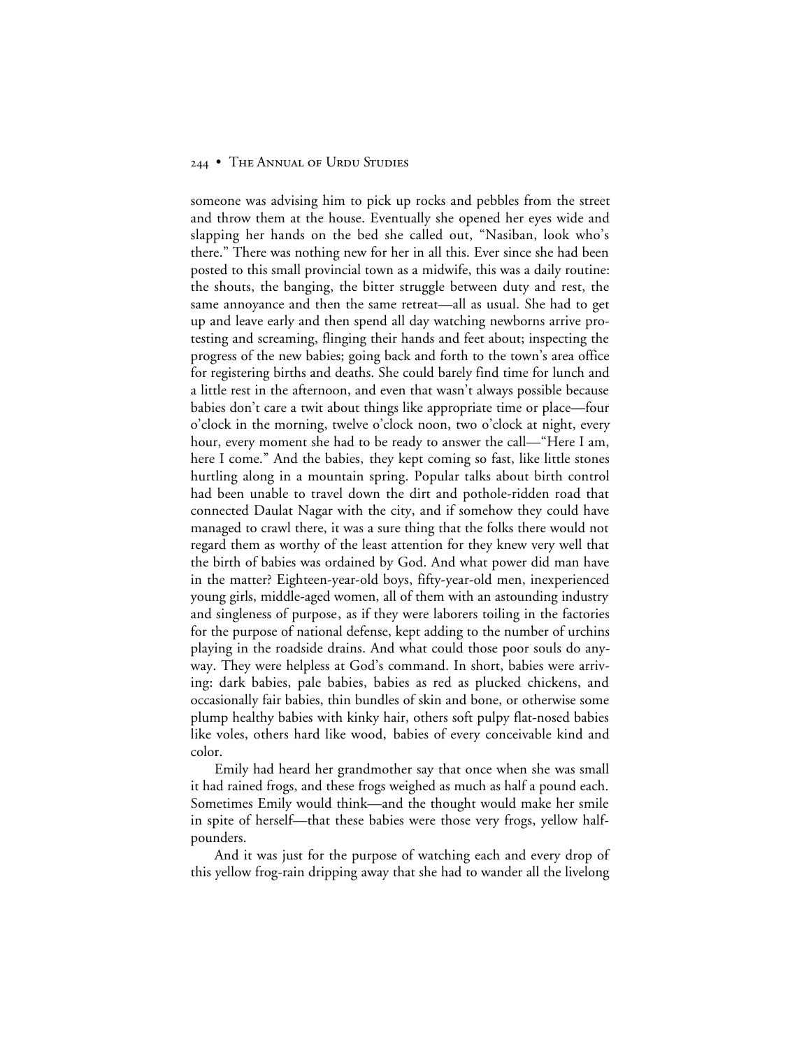someone was advising him to pick up rocks and pebbles from the street and throw them at the house. Eventually she opened her eyes wide and slapping her hands on the bed she called out, "Nasiban, look who's there." There was nothing new for her in all this. Ever since she had been posted to this small provincial town as a midwife, this was a daily routine: the shouts, the banging, the bitter struggle between duty and rest, the same annoyance and then the same retreat—all as usual. She had to get up and leave early and then spend all day watching newborns arrive protesting and screaming, flinging their hands and feet about; inspecting the progress of the new babies; going back and forth to the town's area office for registering births and deaths. She could barely find time for lunch and a little rest in the afternoon, and even that wasn't always possible because babies don't care a twit about things like appropriate time or place—four o'clock in the morning, twelve o'clock noon, two o'clock at night, every hour, every moment she had to be ready to answer the call—"Here I am, here I come." And the babies, they kept coming so fast, like little stones hurtling along in a mountain spring. Popular talks about birth control had been unable to travel down the dirt and pothole-ridden road that connected Daulat Nagar with the city, and if somehow they could have managed to crawl there, it was a sure thing that the folks there would not regard them as worthy of the least attention for they knew very well that the birth of babies was ordained by God. And what power did man have in the matter? Eighteen-year-old boys, fifty-year-old men, inexperienced young girls, middle-aged women, all of them with an astounding industry and singleness of purpose, as if they were laborers toiling in the factories for the purpose of national defense, kept adding to the number of urchins playing in the roadside drains. And what could those poor souls do anyway. They were helpless at God's command. In short, babies were arriving: dark babies, pale babies, babies as red as plucked chickens, and occasionally fair babies, thin bundles of skin and bone, or otherwise some plump healthy babies with kinky hair, others soft pulpy flat-nosed babies like voles, others hard like wood, babies of every conceivable kind and color.

Emily had heard her grandmother say that once when she was small it had rained frogs, and these frogs weighed as much as half a pound each. Sometimes Emily would think—and the thought would make her smile in spite of herself—that these babies were those very frogs, yellow half-pounders.

And it was just for the purpose of watching each and every drop of this yellow frog-rain dripping away that she had to wander all the livelong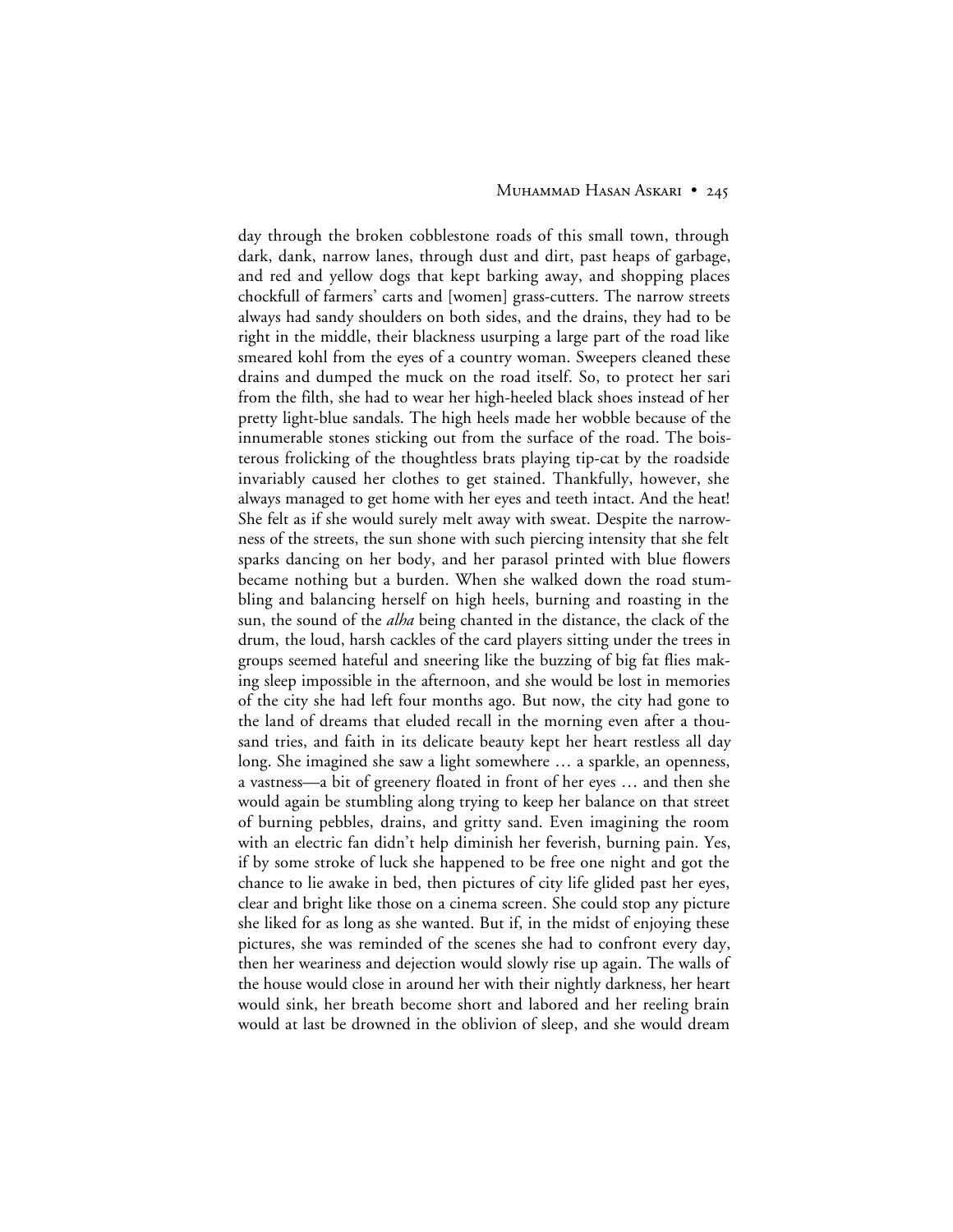day through the broken cobblestone roads of this small town, through dark, dank, narrow lanes, through dust and dirt, past heaps of garbage, and red and yellow dogs that kept barking away, and shopping places chockfull of farmers' carts and [women] grass-cutters. The narrow streets always had sandy shoulders on both sides, and the drains, they had to be right in the middle, their blackness usurping a large part of the road like smeared kohl from the eyes of a country woman. Sweepers cleaned these drains and dumped the muck on the road itself. So, to protect her sari from the filth, she had to wear her high-heeled black shoes instead of her pretty light-blue sandals. The high heels made her wobble because of the innumerable stones sticking out from the surface of the road. The boisterous frolicking of the thoughtless brats playing tip-cat by the roadside invariably caused her clothes to get stained. Thankfully, however, she always managed to get home with her eyes and teeth intact. And the heat! She felt as if she would surely melt away with sweat. Despite the narrowness of the streets, the sun shone with such piercing intensity that she felt sparks dancing on her body, and her parasol printed with blue flowers became nothing but a burden. When she walked down the road stumbling and balancing herself on high heels, burning and roasting in the sun, the sound of the *alha* being chanted in the distance, the clack of the drum, the loud, harsh cackles of the card players sitting under the trees in groups seemed hateful and sneering like the buzzing of big fat flies making sleep impossible in the afternoon, and she would be lost in memories of the city she had left four months ago. But now, the city had gone to the land of dreams that eluded recall in the morning even after a thousand tries, and faith in its delicate beauty kept her heart restless all day long. She imagined she saw a light somewhere … a sparkle, an openness, a vastness—a bit of greenery floated in front of her eyes … and then she would again be stumbling along trying to keep her balance on that street of burning pebbles, drains, and gritty sand. Even imagining the room with an electric fan didn't help diminish her feverish, burning pain. Yes, if by some stroke of luck she happened to be free one night and got the chance to lie awake in bed, then pictures of city life glided past her eyes, clear and bright like those on a cinema screen. She could stop any picture she liked for as long as she wanted. But if, in the midst of enjoying these pictures, she was reminded of the scenes she had to confront every day, then her weariness and dejection would slowly rise up again. The walls of the house would close in around her with their nightly darkness, her heart would sink, her breath become short and labored and her reeling brain would at last be drowned in the oblivion of sleep, and she would dream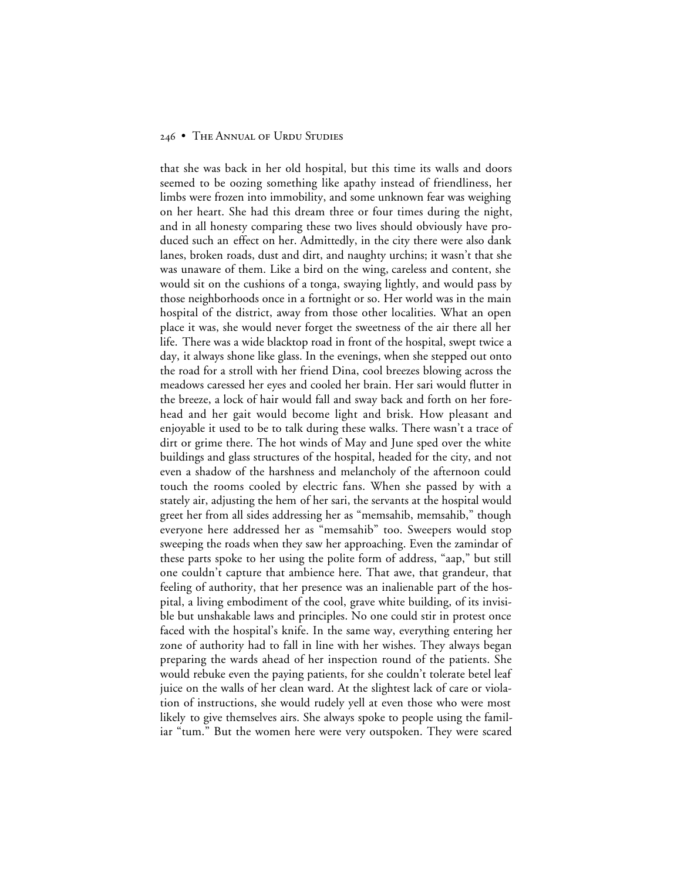that she was back in her old hospital, but this time its walls and doors seemed to be oozing something like apathy instead of friendliness, her limbs were frozen into immobility, and some unknown fear was weighing on her heart. She had this dream three or four times during the night, and in all honesty comparing these two lives should obviously have produced such an effect on her. Admittedly, in the city there were also dank lanes, broken roads, dust and dirt, and naughty urchins; it wasn't that she was unaware of them. Like a bird on the wing, careless and content, she would sit on the cushions of a tonga, swaying lightly, and would pass by those neighborhoods once in a fortnight or so. Her world was in the main hospital of the district, away from those other localities. What an open place it was, she would never forget the sweetness of the air there all her life. There was a wide blacktop road in front of the hospital, swept twice a day, it always shone like glass. In the evenings, when she stepped out onto the road for a stroll with her friend Dina, cool breezes blowing across the meadows caressed her eyes and cooled her brain. Her sari would flutter in the breeze, a lock of hair would fall and sway back and forth on her forehead and her gait would become light and brisk. How pleasant and enjoyable it used to be to talk during these walks. There wasn't a trace of dirt or grime there. The hot winds of May and June sped over the white buildings and glass structures of the hospital, headed for the city, and not even a shadow of the harshness and melancholy of the afternoon could touch the rooms cooled by electric fans. When she passed by with a stately air, adjusting the hem of her sari, the servants at the hospital would greet her from all sides addressing her as "memsahib, memsahib," though everyone here addressed her as "memsahib" too. Sweepers would stop sweeping the roads when they saw her approaching. Even the zamindar of these parts spoke to her using the polite form of address, "aap," but still one couldn't capture that ambience here. That awe, that grandeur, that feeling of authority, that her presence was an inalienable part of the hospital, a living embodiment of the cool, grave white building, of its invisible but unshakable laws and principles. No one could stir in protest once faced with the hospital's knife. In the same way, everything entering her zone of authority had to fall in line with her wishes. They always began preparing the wards ahead of her inspection round of the patients. She would rebuke even the paying patients, for she couldn't tolerate betel leaf juice on the walls of her clean ward. At the slightest lack of care or violation of instructions, she would rudely yell at even those who were most likely to give themselves airs. She always spoke to people using the familiar "tum." But the women here were very outspoken. They were scared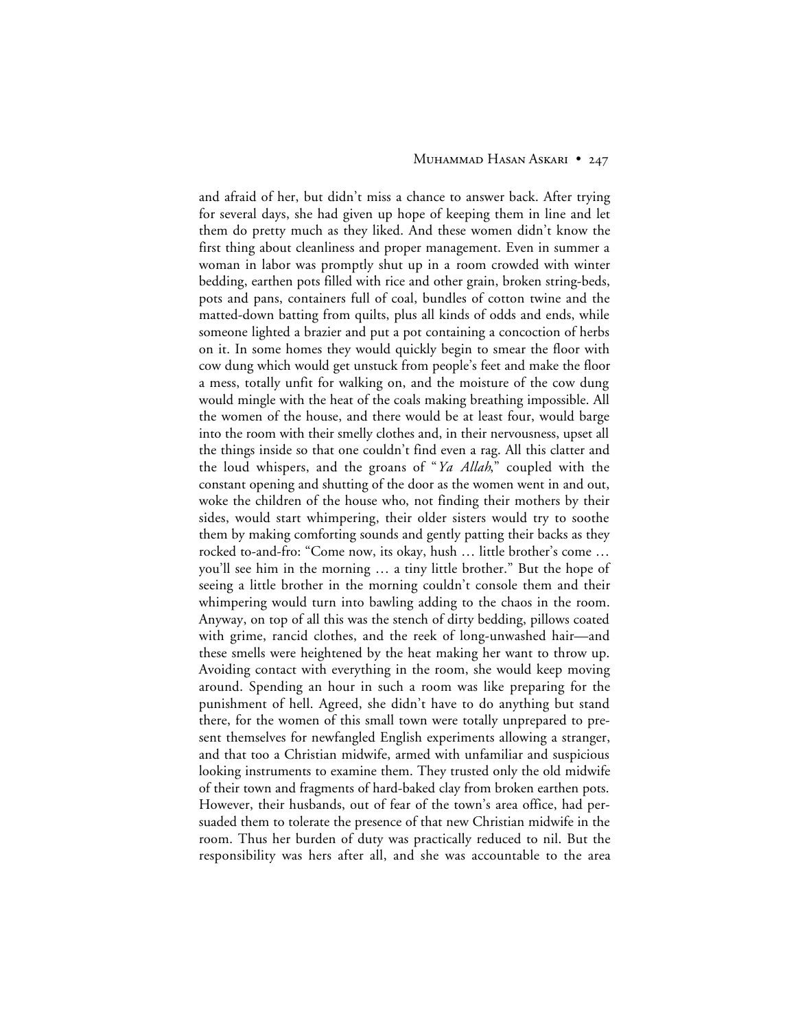and afraid of her, but didn't miss a chance to answer back. After trying for several days, she had given up hope of keeping them in line and let them do pretty much as they liked. And these women didn't know the first thing about cleanliness and proper management. Even in summer a woman in labor was promptly shut up in a room crowded with winter bedding, earthen pots filled with rice and other grain, broken string-beds, pots and pans, containers full of coal, bundles of cotton twine and the matted-down batting from quilts, plus all kinds of odds and ends, while someone lighted a brazier and put a pot containing a concoction of herbs on it. In some homes they would quickly begin to smear the floor with cow dung which would get unstuck from people's feet and make the floor a mess, totally unfit for walking on, and the moisture of the cow dung would mingle with the heat of the coals making breathing impossible. All the women of the house, and there would be at least four, would barge into the room with their smelly clothes and, in their nervousness, upset all the things inside so that one couldn't find even a rag. All this clatter and the loud whispers, and the groans of "*Ya Allah*," coupled with the constant opening and shutting of the door as the women went in and out, woke the children of the house who, not finding their mothers by their sides, would start whimpering, their older sisters would try to soothe them by making comforting sounds and gently patting their backs as they rocked to-and-fro: "Come now, its okay, hush … little brother's come … you'll see him in the morning … a tiny little brother." But the hope of seeing a little brother in the morning couldn't console them and their whimpering would turn into bawling adding to the chaos in the room. Anyway, on top of all this was the stench of dirty bedding, pillows coated with grime, rancid clothes, and the reek of long-unwashed hair—and these smells were heightened by the heat making her want to throw up. Avoiding contact with everything in the room, she would keep moving around. Spending an hour in such a room was like preparing for the punishment of hell. Agreed, she didn't have to do anything but stand there, for the women of this small town were totally unprepared to present themselves for newfangled English experiments allowing a stranger, and that too a Christian midwife, armed with unfamiliar and suspicious looking instruments to examine them. They trusted only the old midwife of their town and fragments of hard-baked clay from broken earthen pots. However, their husbands, out of fear of the town's area office, had persuaded them to tolerate the presence of that new Christian midwife in the room. Thus her burden of duty was practically reduced to nil. But the responsibility was hers after all, and she was accountable to the area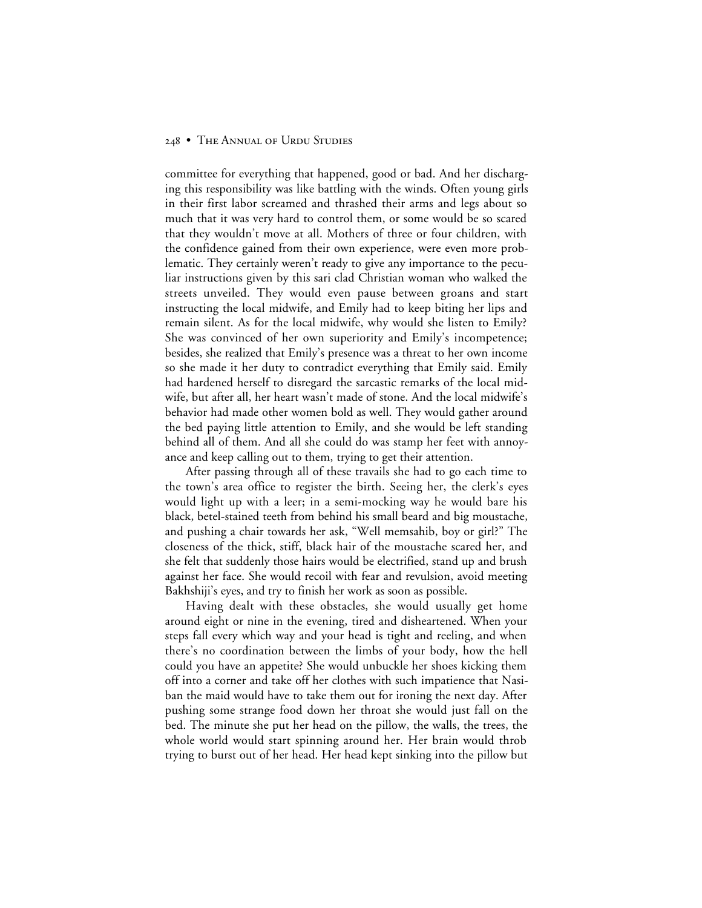committee for everything that happened, good or bad. And her discharging this responsibility was like battling with the winds. Often young girls in their first labor screamed and thrashed their arms and legs about so much that it was very hard to control them, or some would be so scared that they wouldn't move at all. Mothers of three or four children, with the confidence gained from their own experience, were even more problematic. They certainly weren't ready to give any importance to the peculiar instructions given by this sari clad Christian woman who walked the streets unveiled. They would even pause between groans and start instructing the local midwife, and Emily had to keep biting her lips and remain silent. As for the local midwife, why would she listen to Emily? She was convinced of her own superiority and Emily's incompetence; besides, she realized that Emily's presence was a threat to her own income so she made it her duty to contradict everything that Emily said. Emily had hardened herself to disregard the sarcastic remarks of the local midwife, but after all, her heart wasn't made of stone. And the local midwife's behavior had made other women bold as well. They would gather around the bed paying little attention to Emily, and she would be left standing behind all of them. And all she could do was stamp her feet with annoyance and keep calling out to them, trying to get their attention.

After passing through all of these travails she had to go each time to the town's area office to register the birth. Seeing her, the clerk's eyes would light up with a leer; in a semi-mocking way he would bare his black, betel-stained teeth from behind his small beard and big moustache, and pushing a chair towards her ask, "Well memsahib, boy or girl?" The closeness of the thick, stiff, black hair of the moustache scared her, and she felt that suddenly those hairs would be electrified, stand up and brush against her face. She would recoil with fear and revulsion, avoid meeting Bakhshiji's eyes, and try to finish her work as soon as possible.

Having dealt with these obstacles, she would usually get home around eight or nine in the evening, tired and disheartened. When your steps fall every which way and your head is tight and reeling, and when there's no coordination between the limbs of your body, how the hell could you have an appetite? She would unbuckle her shoes kicking them off into a corner and take off her clothes with such impatience that Nasiban the maid would have to take them out for ironing the next day. After pushing some strange food down her throat she would just fall on the bed. The minute she put her head on the pillow, the walls, the trees, the whole world would start spinning around her. Her brain would throb trying to burst out of her head. Her head kept sinking into the pillow but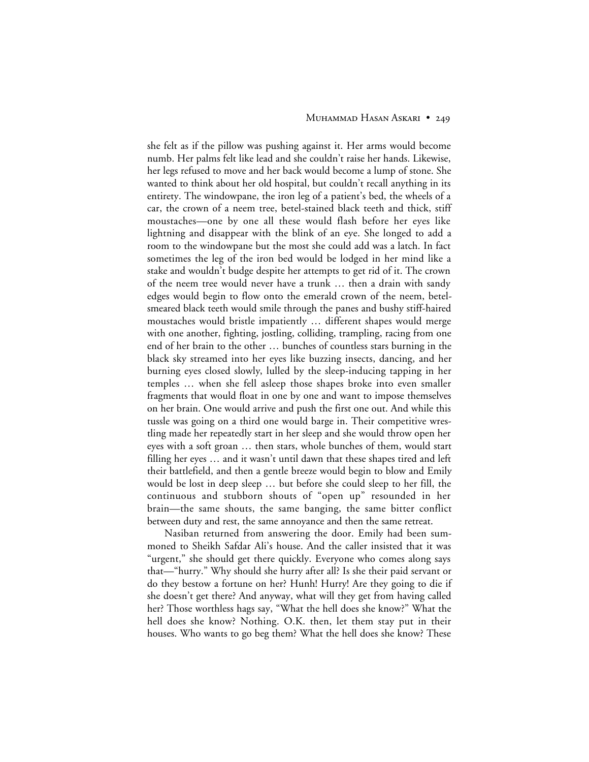she felt as if the pillow was pushing against it. Her arms would become numb. Her palms felt like lead and she couldn't raise her hands. Likewise, her legs refused to move and her back would become a lump of stone. She wanted to think about her old hospital, but couldn't recall anything in its entirety. The windowpane, the iron leg of a patient's bed, the wheels of a car, the crown of a neem tree, betel-stained black teeth and thick, stiff moustaches—one by one all these would flash before her eyes like lightning and disappear with the blink of an eye. She longed to add a room to the windowpane but the most she could add was a latch. In fact sometimes the leg of the iron bed would be lodged in her mind like a stake and wouldn't budge despite her attempts to get rid of it. The crown of the neem tree would never have a trunk … then a drain with sandy edges would begin to flow onto the emerald crown of the neem, betel-smeared black teeth would smile through the panes and bushy stiff-haired moustaches would bristle impatiently … different shapes would merge with one another, fighting, jostling, colliding, trampling, racing from one end of her brain to the other … bunches of countless stars burning in the black sky streamed into her eyes like buzzing insects, dancing, and her burning eyes closed slowly, lulled by the sleep-inducing tapping in her temples … when she fell asleep those shapes broke into even smaller fragments that would float in one by one and want to impose themselves on her brain. One would arrive and push the first one out. And while this tussle was going on a third one would barge in. Their competitive wrestling made her repeatedly start in her sleep and she would throw open her eyes with a soft groan … then stars, whole bunches of them, would start filling her eyes … and it wasn't until dawn that these shapes tired and left their battlefield, and then a gentle breeze would begin to blow and Emily would be lost in deep sleep … but before she could sleep to her fill, the continuous and stubborn shouts of "open up" resounded in her brain—the same shouts, the same banging, the same bitter conflict between duty and rest, the same annoyance and then the same retreat.

Nasiban returned from answering the door. Emily had been summoned to Sheikh Safdar Ali's house. And the caller insisted that it was "urgent," she should get there quickly. Everyone who comes along says that—"hurry." Why should she hurry after all? Is she their paid servant or do they bestow a fortune on her? Hunh! Hurry! Are they going to die if she doesn't get there? And anyway, what will they get from having called her? Those worthless hags say, "What the hell does she know?" What the hell does she know? Nothing. O.K. then, let them stay put in their houses. Who wants to go beg them? What the hell does she know? These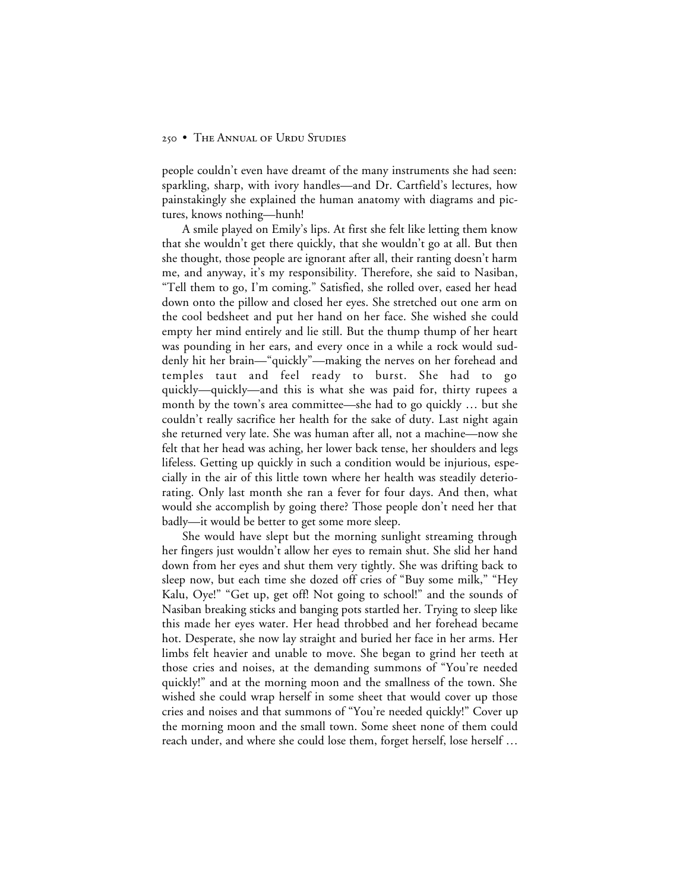people couldn't even have dreamt of the many instruments she had seen: sparkling, sharp, with ivory handles—and Dr. Cartfield's lectures, how painstakingly she explained the human anatomy with diagrams and pictures, knows nothing—hunh!

A smile played on Emily's lips. At first she felt like letting them know that she wouldn't get there quickly, that she wouldn't go at all. But then she thought, those people are ignorant after all, their ranting doesn't harm me, and anyway, it's my responsibility. Therefore, she said to Nasiban, "Tell them to go, I'm coming." Satisfied, she rolled over, eased her head down onto the pillow and closed her eyes. She stretched out one arm on the cool bedsheet and put her hand on her face. She wished she could empty her mind entirely and lie still. But the thump thump of her heart was pounding in her ears, and every once in a while a rock would suddenly hit her brain—"quickly"—making the nerves on her forehead and temples taut and feel ready to burst. She had to go quickly—quickly—and this is what she was paid for, thirty rupees a month by the town's area committee—she had to go quickly … but she couldn't really sacrifice her health for the sake of duty. Last night again she returned very late. She was human after all, not a machine—now she felt that her head was aching, her lower back tense, her shoulders and legs lifeless. Getting up quickly in such a condition would be injurious, especially in the air of this little town where her health was steadily deteriorating. Only last month she ran a fever for four days. And then, what would she accomplish by going there? Those people don't need her that badly—it would be better to get some more sleep.

She would have slept but the morning sunlight streaming through her fingers just wouldn't allow her eyes to remain shut. She slid her hand down from her eyes and shut them very tightly. She was drifting back to sleep now, but each time she dozed off cries of "Buy some milk," "Hey Kalu, Oye!" "Get up, get off! Not going to school!" and the sounds of Nasiban breaking sticks and banging pots startled her. Trying to sleep like this made her eyes water. Her head throbbed and her forehead became hot. Desperate, she now lay straight and buried her face in her arms. Her limbs felt heavier and unable to move. She began to grind her teeth at those cries and noises, at the demanding summons of "You're needed quickly!" and at the morning moon and the smallness of the town. She wished she could wrap herself in some sheet that would cover up those cries and noises and that summons of "You're needed quickly!" Cover up the morning moon and the small town. Some sheet none of them could reach under, and where she could lose them, forget herself, lose herself …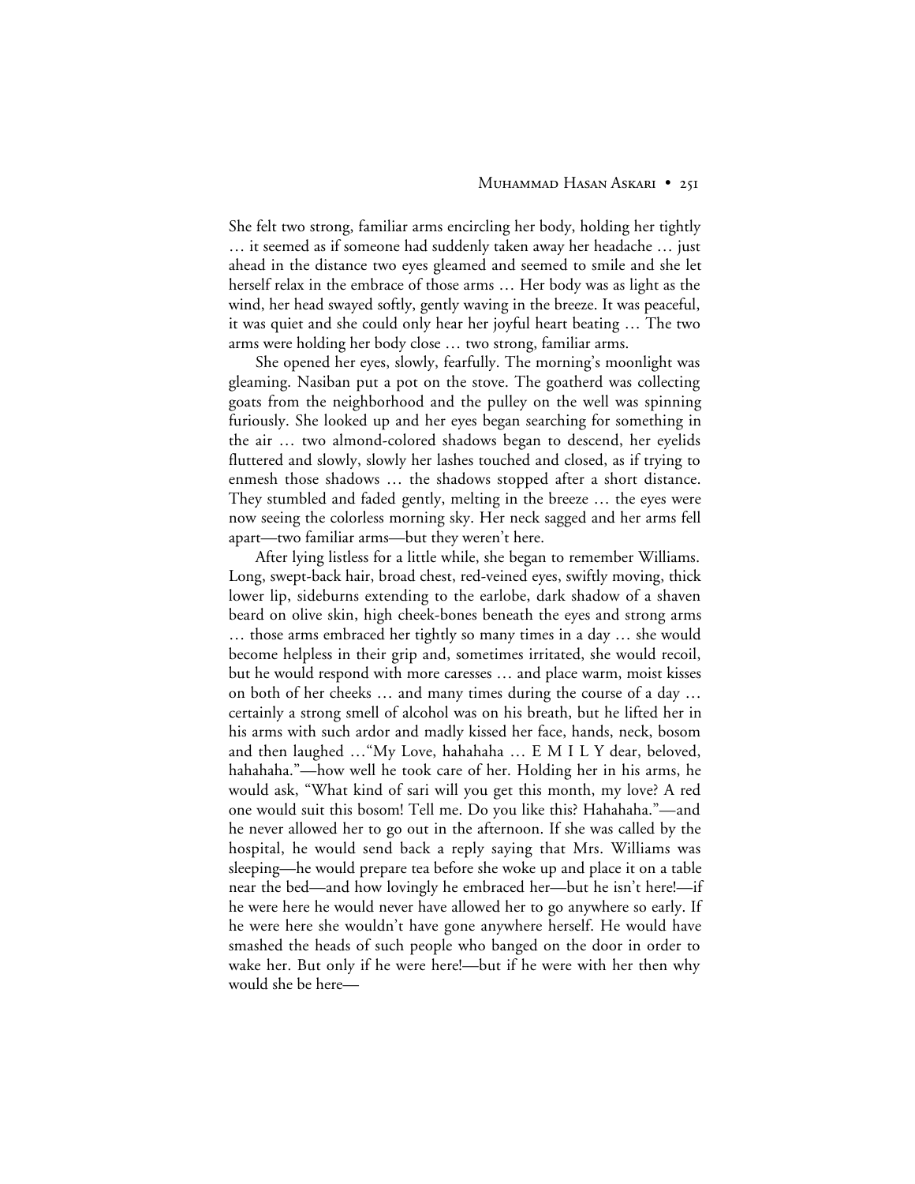She felt two strong, familiar arms encircling her body, holding her tightly … it seemed as if someone had suddenly taken away her headache … just ahead in the distance two eyes gleamed and seemed to smile and she let herself relax in the embrace of those arms … Her body was as light as the wind, her head swayed softly, gently waving in the breeze. It was peaceful, it was quiet and she could only hear her joyful heart beating … The two arms were holding her body close … two strong, familiar arms.

She opened her eyes, slowly, fearfully. The morning's moonlight was gleaming. Nasiban put a pot on the stove. The goatherd was collecting goats from the neighborhood and the pulley on the well was spinning furiously. She looked up and her eyes began searching for something in the air … two almond-colored shadows began to descend, her eyelids fluttered and slowly, slowly her lashes touched and closed, as if trying to enmesh those shadows … the shadows stopped after a short distance. They stumbled and faded gently, melting in the breeze … the eyes were now seeing the colorless morning sky. Her neck sagged and her arms fell apart—two familiar arms—but they weren't here.

After lying listless for a little while, she began to remember Williams. Long, swept-back hair, broad chest, red-veined eyes, swiftly moving, thick lower lip, sideburns extending to the earlobe, dark shadow of a shaven beard on olive skin, high cheek-bones beneath the eyes and strong arms … those arms embraced her tightly so many times in a day … she would become helpless in their grip and, sometimes irritated, she would recoil, but he would respond with more caresses … and place warm, moist kisses on both of her cheeks … and many times during the course of a day … certainly a strong smell of alcohol was on his breath, but he lifted her in his arms with such ardor and madly kissed her face, hands, neck, bosom and then laughed …"My Love, hahahaha … E M I L Y dear, beloved, hahahaha."—how well he took care of her. Holding her in his arms, he would ask, "What kind of sari will you get this month, my love? A red one would suit this bosom! Tell me. Do you like this? Hahahaha."—and he never allowed her to go out in the afternoon. If she was called by the hospital, he would send back a reply saying that Mrs. Williams was sleeping—he would prepare tea before she woke up and place it on a table near the bed—and how lovingly he embraced her—but he isn't here!—if he were here he would never have allowed her to go anywhere so early. If he were here she wouldn't have gone anywhere herself. He would have smashed the heads of such people who banged on the door in order to wake her. But only if he were here!—but if he were with her then why would she be here—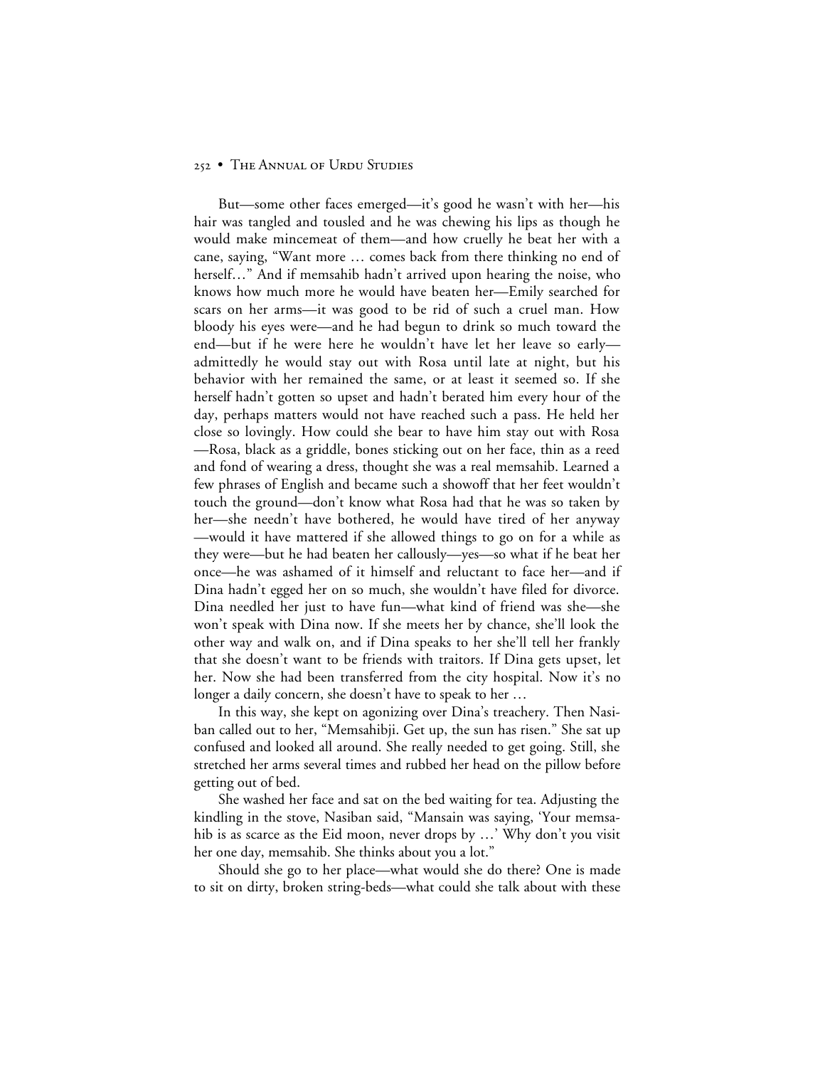But—some other faces emerged—it's good he wasn't with her—his hair was tangled and tousled and he was chewing his lips as though he would make mincemeat of them—and how cruelly he beat her with a cane, saying, "Want more … comes back from there thinking no end of herself…" And if memsahib hadn't arrived upon hearing the noise, who knows how much more he would have beaten her—Emily searched for scars on her arms—it was good to be rid of such a cruel man. How bloody his eyes were—and he had begun to drink so much toward the end—but if he were here he wouldn't have let her leave so early—admittedly he would stay out with Rosa until late at night, but his behavior with her remained the same, or at least it seemed so. If she herself hadn't gotten so upset and hadn't berated him every hour of the day, perhaps matters would not have reached such a pass. He held her close so lovingly. How could she bear to have him stay out with Rosa—Rosa, black as a griddle, bones sticking out on her face, thin as a reed and fond of wearing a dress, thought she was a real memsahib. Learned a few phrases of English and became such a showoff that her feet wouldn't touch the ground—don't know what Rosa had that he was so taken by her—she needn't have bothered, he would have tired of her anyway—would it have mattered if she allowed things to go on for a while as they were—but he had beaten her callously—yes—so what if he beat her once—he was ashamed of it himself and reluctant to face her—and if Dina hadn't egged her on so much, she wouldn't have filed for divorce. Dina needled her just to have fun—what kind of friend was she—she won't speak with Dina now. If she meets her by chance, she'll look the other way and walk on, and if Dina speaks to her she'll tell her frankly that she doesn't want to be friends with traitors. If Dina gets upset, let her. Now she had been transferred from the city hospital. Now it's no longer a daily concern, she doesn't have to speak to her …

In this way, she kept on agonizing over Dina's treachery. Then Nasiban called out to her, "Memsahibji. Get up, the sun has risen." She sat up confused and looked all around. She really needed to get going. Still, she stretched her arms several times and rubbed her head on the pillow before getting out of bed.

She washed her face and sat on the bed waiting for tea. Adjusting the kindling in the stove, Nasiban said, "Mansain was saying, 'Your memsahib is as scarce as the Eid moon, never drops by …' Why don't you visit her one day, memsahib. She thinks about you a lot."

Should she go to her place—what would she do there? One is made to sit on dirty, broken string-beds—what could she talk about with these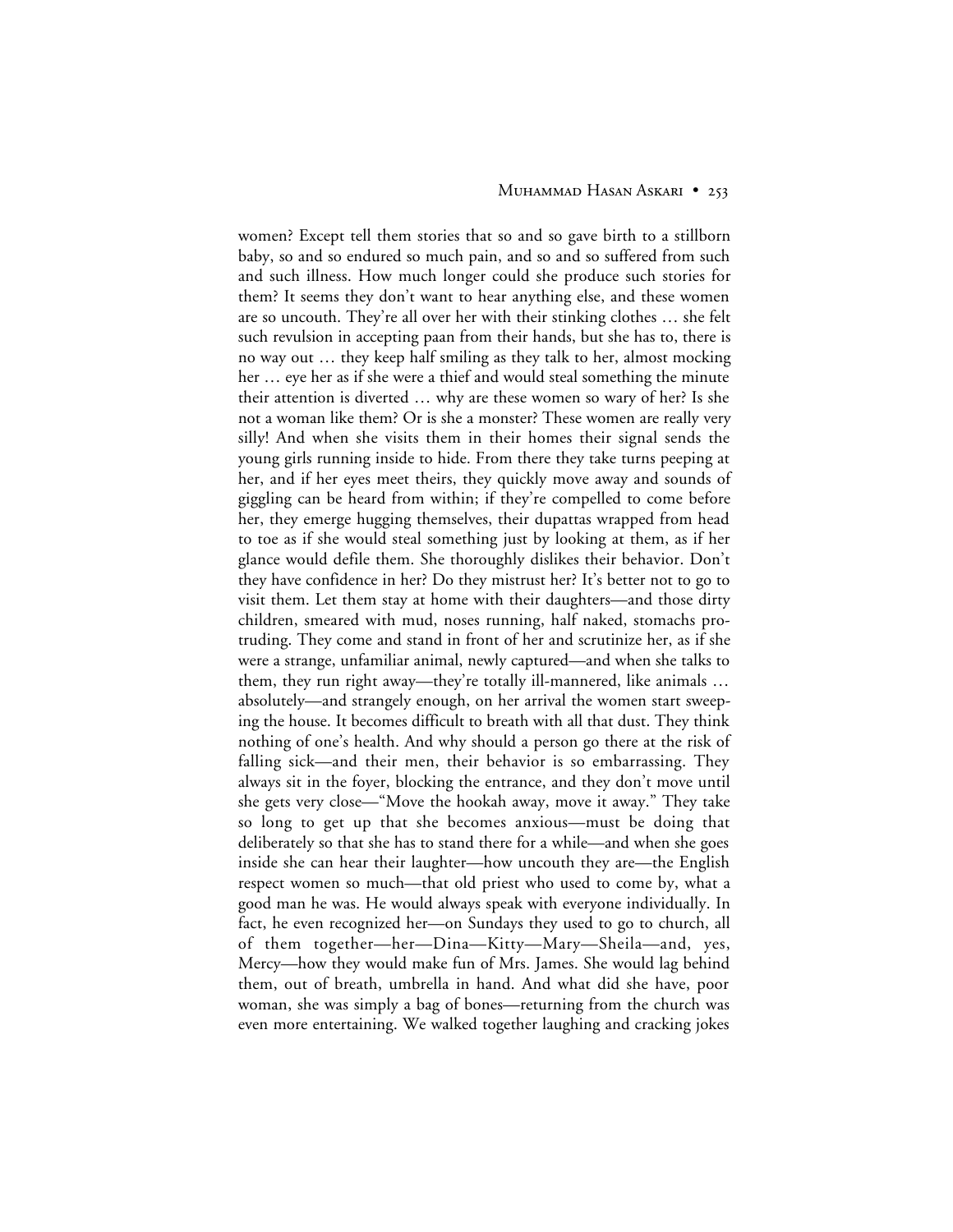women? Except tell them stories that so and so gave birth to a stillborn baby, so and so endured so much pain, and so and so suffered from such and such illness. How much longer could she produce such stories for them? It seems they don't want to hear anything else, and these women are so uncouth. They're all over her with their stinking clothes … she felt such revulsion in accepting paan from their hands, but she has to, there is no way out … they keep half smiling as they talk to her, almost mocking her … eye her as if she were a thief and would steal something the minute their attention is diverted … why are these women so wary of her? Is she not a woman like them? Or is she a monster? These women are really very silly! And when she visits them in their homes their signal sends the young girls running inside to hide. From there they take turns peeping at her, and if her eyes meet theirs, they quickly move away and sounds of giggling can be heard from within; if they're compelled to come before her, they emerge hugging themselves, their dupattas wrapped from head to toe as if she would steal something just by looking at them, as if her glance would defile them. She thoroughly dislikes their behavior. Don't they have confidence in her? Do they mistrust her? It's better not to go to visit them. Let them stay at home with their daughters—and those dirty children, smeared with mud, noses running, half naked, stomachs protruding. They come and stand in front of her and scrutinize her, as if she were a strange, unfamiliar animal, newly captured—and when she talks to them, they run right away—they're totally ill-mannered, like animals … absolutely—and strangely enough, on her arrival the women start sweeping the house. It becomes difficult to breath with all that dust. They think nothing of one's health. And why should a person go there at the risk of falling sick—and their men, their behavior is so embarrassing. They always sit in the foyer, blocking the entrance, and they don't move until she gets very close—"Move the hookah away, move it away." They take so long to get up that she becomes anxious—must be doing that deliberately so that she has to stand there for a while—and when she goes inside she can hear their laughter—how uncouth they are—the English respect women so much—that old priest who used to come by, what a good man he was. He would always speak with everyone individually. In fact, he even recognized her—on Sundays they used to go to church, all of them together—her—Dina—Kitty—Mary—Sheila—and, yes, Mercy—how they would make fun of Mrs. James. She would lag behind them, out of breath, umbrella in hand. And what did she have, poor woman, she was simply a bag of bones—returning from the church was even more entertaining. We walked together laughing and cracking jokes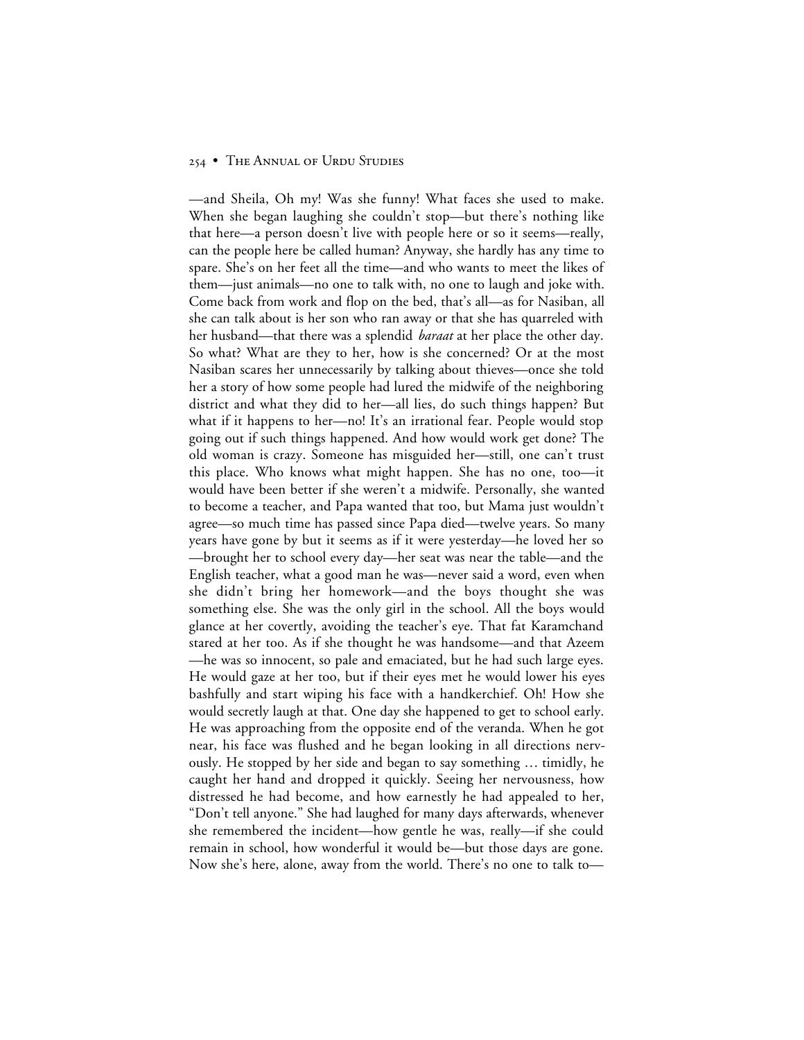—and Sheila, Oh my! Was she funny! What faces she used to make. When she began laughing she couldn't stop—but there's nothing like that here—a person doesn't live with people here or so it seems—really, can the people here be called human? Anyway, she hardly has any time to spare. She's on her feet all the time—and who wants to meet the likes of them—just animals—no one to talk with, no one to laugh and joke with. Come back from work and flop on the bed, that's all—as for Nasiban, all she can talk about is her son who ran away or that she has quarreled with her husband—that there was a splendid *baraat* at her place the other day. So what? What are they to her, how is she concerned? Or at the most Nasiban scares her unnecessarily by talking about thieves—once she told her a story of how some people had lured the midwife of the neighboring district and what they did to her—all lies, do such things happen? But what if it happens to her—no! It's an irrational fear. People would stop going out if such things happened. And how would work get done? The old woman is crazy. Someone has misguided her—still, one can't trust this place. Who knows what might happen. She has no one, too—it would have been better if she weren't a midwife. Personally, she wanted to become a teacher, and Papa wanted that too, but Mama just wouldn't agree—so much time has passed since Papa died—twelve years. So many years have gone by but it seems as if it were yesterday—he loved her so—brought her to school every day—her seat was near the table—and the English teacher, what a good man he was—never said a word, even when she didn't bring her homework—and the boys thought she was something else. She was the only girl in the school. All the boys would glance at her covertly, avoiding the teacher's eye. That fat Karamchand stared at her too. As if she thought he was handsome—and that Azeem—he was so innocent, so pale and emaciated, but he had such large eyes. He would gaze at her too, but if their eyes met he would lower his eyes bashfully and start wiping his face with a handkerchief. Oh! How she would secretly laugh at that. One day she happened to get to school early. He was approaching from the opposite end of the veranda. When he got near, his face was flushed and he began looking in all directions nervously. He stopped by her side and began to say something … timidly, he caught her hand and dropped it quickly. Seeing her nervousness, how distressed he had become, and how earnestly he had appealed to her, "Don't tell anyone." She had laughed for many days afterwards, whenever she remembered the incident—how gentle he was, really—if she could remain in school, how wonderful it would be—but those days are gone. Now she's here, alone, away from the world. There's no one to talk to—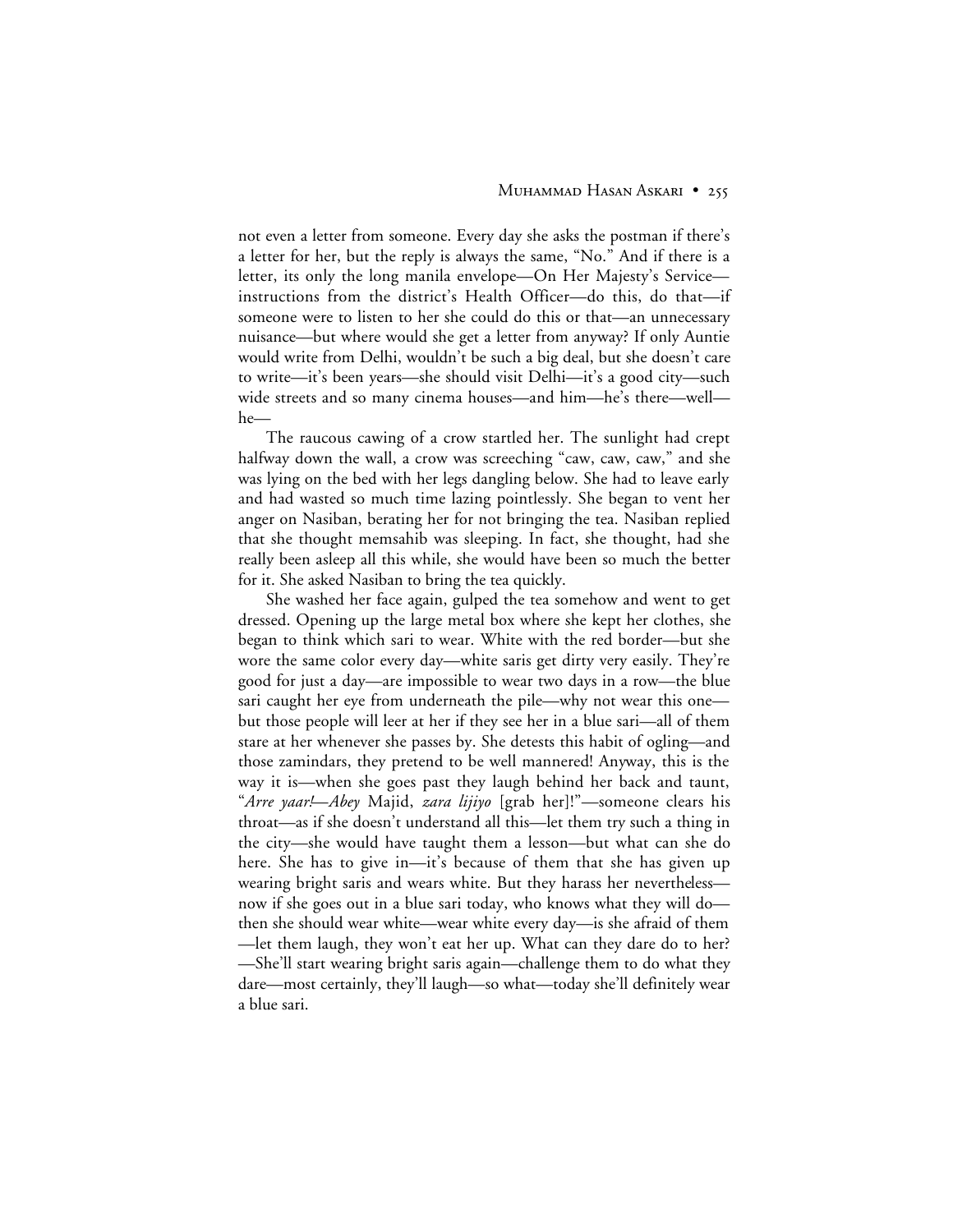not even a letter from someone. Every day she asks the postman if there's a letter for her, but the reply is always the same, "No." And if there is a letter, its only the long manila envelope—On Her Majesty's Service—instructions from the district's Health Officer—do this, do that—if someone were to listen to her she could do this or that—an unnecessary nuisance—but where would she get a letter from anyway? If only Auntie would write from Delhi, wouldn't be such a big deal, but she doesn't care to write—it's been years—she should visit Delhi—it's a good city—such wide streets and so many cinema houses—and him—he's there—well—he—

The raucous cawing of a crow startled her. The sunlight had crept halfway down the wall, a crow was screeching "caw, caw, caw," and she was lying on the bed with her legs dangling below. She had to leave early and had wasted so much time lazing pointlessly. She began to vent her anger on Nasiban, berating her for not bringing the tea. Nasiban replied that she thought memsahib was sleeping. In fact, she thought, had she really been asleep all this while, she would have been so much the better for it. She asked Nasiban to bring the tea quickly.

She washed her face again, gulped the tea somehow and went to get dressed. Opening up the large metal box where she kept her clothes, she began to think which sari to wear. White with the red border—but she wore the same color every day—white saris get dirty very easily. They're good for just a day—are impossible to wear two days in a row—the blue sari caught her eye from underneath the pile—why not wear this one—but those people will leer at her if they see her in a blue sari—all of them stare at her whenever she passes by. She detests this habit of ogling—and those zamindars, they pretend to be well mannered! Anyway, this is the way it is—when she goes past they laugh behind her back and taunt, "*Arre yaar!*—*Abey* Majid, *zara lijiyo* [grab her]!"—someone clears his throat—as if she doesn't understand all this—let them try such a thing in the city—she would have taught them a lesson—but what can she do here. She has to give in—it's because of them that she has given up wearing bright saris and wears white. But they harass her nevertheless—now if she goes out in a blue sari today, who knows what they will do—then she should wear white—wear white every day—is she afraid of them—let them laugh, they won't eat her up. What can they dare do to her?—She'll start wearing bright saris again—challenge them to do what they dare—most certainly, they'll laugh—so what—today she'll definitely wear a blue sari.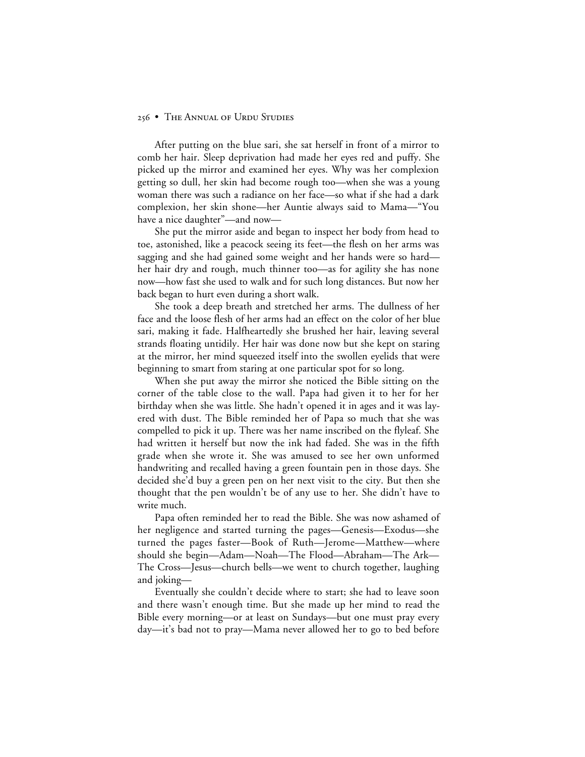After putting on the blue sari, she sat herself in front of a mirror to comb her hair. Sleep deprivation had made her eyes red and puffy. She picked up the mirror and examined her eyes. Why was her complexion getting so dull, her skin had become rough too—when she was a young woman there was such a radiance on her face—so what if she had a dark complexion, her skin shone—her Auntie always said to Mama—"You have a nice daughter"—and now—

She put the mirror aside and began to inspect her body from head to toe, astonished, like a peacock seeing its feet—the flesh on her arms was sagging and she had gained some weight and her hands were so hard—her hair dry and rough, much thinner too—as for agility she has none now—how fast she used to walk and for such long distances. But now her back began to hurt even during a short walk.

She took a deep breath and stretched her arms. The dullness of her face and the loose flesh of her arms had an effect on the color of her blue sari, making it fade. Halfheartedly she brushed her hair, leaving several strands floating untidily. Her hair was done now but she kept on staring at the mirror, her mind squeezed itself into the swollen eyelids that were beginning to smart from staring at one particular spot for so long.

When she put away the mirror she noticed the Bible sitting on the corner of the table close to the wall. Papa had given it to her for her birthday when she was little. She hadn't opened it in ages and it was layered with dust. The Bible reminded her of Papa so much that she was compelled to pick it up. There was her name inscribed on the flyleaf. She had written it herself but now the ink had faded. She was in the fifth grade when she wrote it. She was amused to see her own unformed handwriting and recalled having a green fountain pen in those days. She decided she'd buy a green pen on her next visit to the city. But then she thought that the pen wouldn't be of any use to her. She didn't have to write much.

Papa often reminded her to read the Bible. She was now ashamed of her negligence and started turning the pages—Genesis—Exodus—she turned the pages faster—Book of Ruth—Jerome—Matthew—where should she begin—Adam—Noah—The Flood—Abraham—The Ark—The Cross—Jesus—church bells—we went to church together, laughing and joking—

Eventually she couldn't decide where to start; she had to leave soon and there wasn't enough time. But she made up her mind to read the Bible every morning—or at least on Sundays—but one must pray every day—it's bad not to pray—Mama never allowed her to go to bed before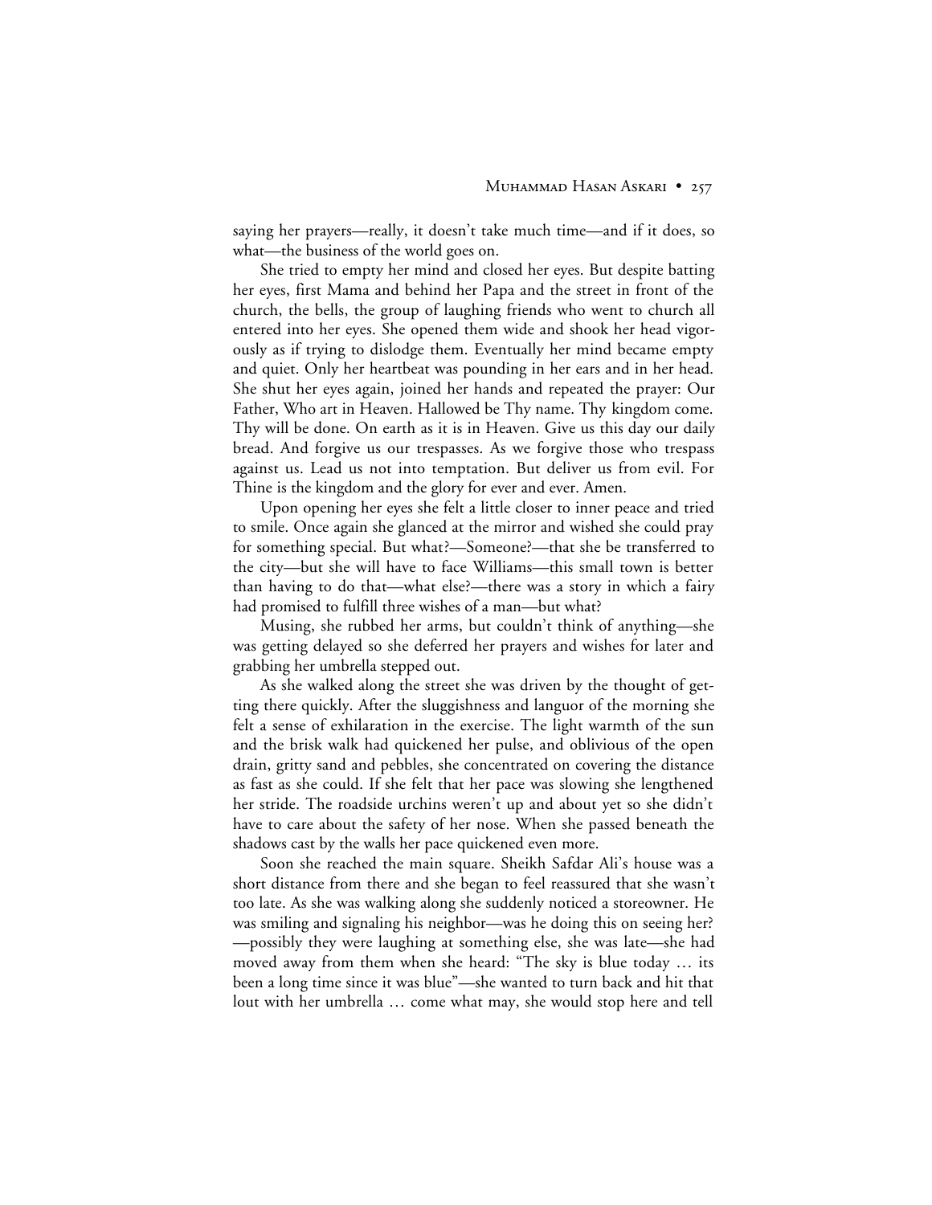saying her prayers—really, it doesn't take much time—and if it does, so what—the business of the world goes on.

She tried to empty her mind and closed her eyes. But despite batting her eyes, first Mama and behind her Papa and the street in front of the church, the bells, the group of laughing friends who went to church all entered into her eyes. She opened them wide and shook her head vigorously as if trying to dislodge them. Eventually her mind became empty and quiet. Only her heartbeat was pounding in her ears and in her head. She shut her eyes again, joined her hands and repeated the prayer: Our Father, Who art in Heaven. Hallowed be Thy name. Thy kingdom come. Thy will be done. On earth as it is in Heaven. Give us this day our daily bread. And forgive us our trespasses. As we forgive those who trespass against us. Lead us not into temptation. But deliver us from evil. For Thine is the kingdom and the glory for ever and ever. Amen.

Upon opening her eyes she felt a little closer to inner peace and tried to smile. Once again she glanced at the mirror and wished she could pray for something special. But what?—Someone?—that she be transferred to the city—but she will have to face Williams—this small town is better than having to do that—what else?—there was a story in which a fairy had promised to fulfill three wishes of a man—but what?

Musing, she rubbed her arms, but couldn't think of anything—she was getting delayed so she deferred her prayers and wishes for later and grabbing her umbrella stepped out.

As she walked along the street she was driven by the thought of getting there quickly. After the sluggishness and languor of the morning she felt a sense of exhilaration in the exercise. The light warmth of the sun and the brisk walk had quickened her pulse, and oblivious of the open drain, gritty sand and pebbles, she concentrated on covering the distance as fast as she could. If she felt that her pace was slowing she lengthened her stride. The roadside urchins weren't up and about yet so she didn't have to care about the safety of her nose. When she passed beneath the shadows cast by the walls her pace quickened even more.

Soon she reached the main square. Sheikh Safdar Ali's house was a short distance from there and she began to feel reassured that she wasn't too late. As she was walking along she suddenly noticed a storeowner. He was smiling and signaling his neighbor—was he doing this on seeing her?—possibly they were laughing at something else, she was late—she had moved away from them when she heard: "The sky is blue today … its been a long time since it was blue"—she wanted to turn back and hit that lout with her umbrella … come what may, she would stop here and tell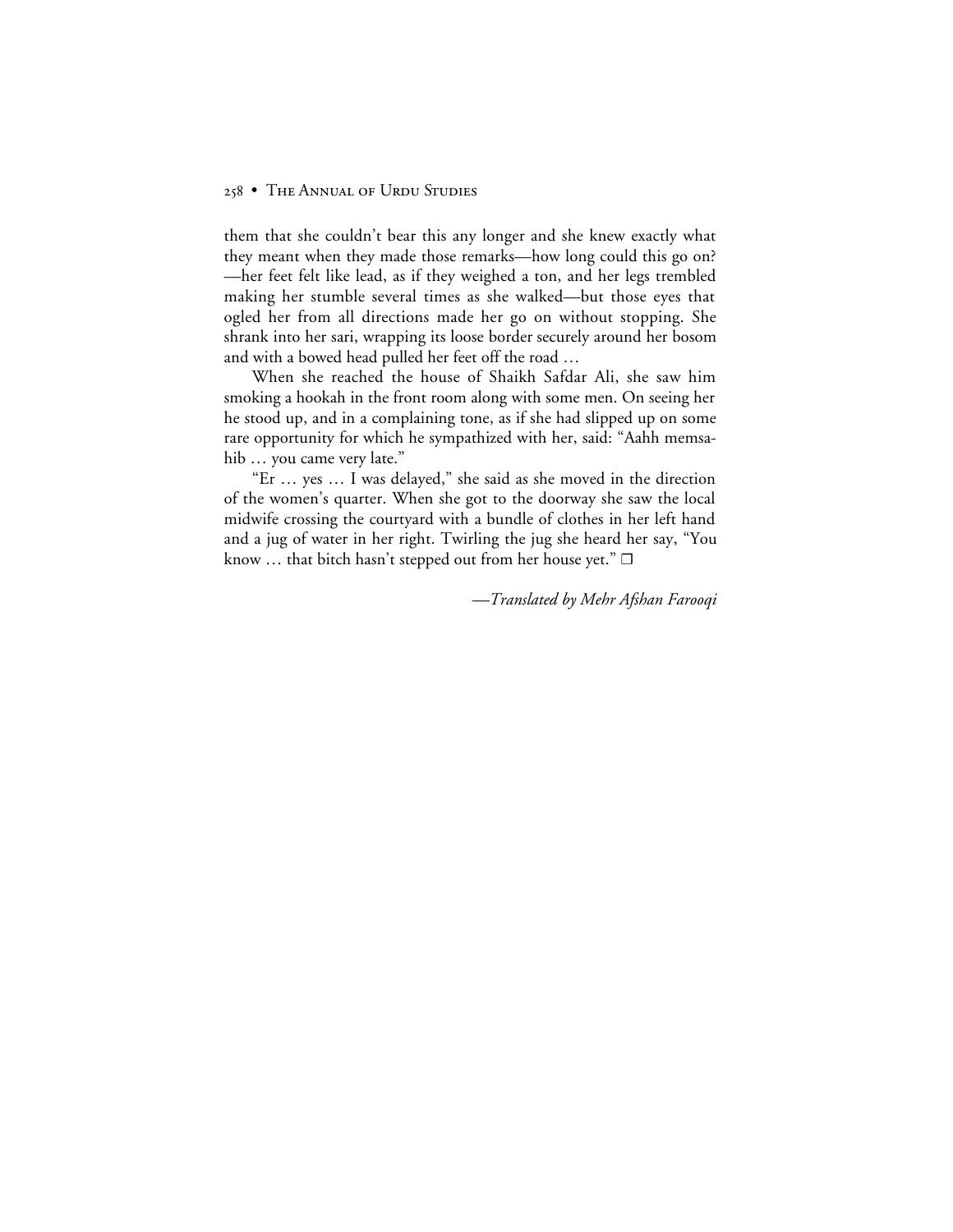them that she couldn't bear this any longer and she knew exactly what they meant when they made those remarks—how long could this go on? —her feet felt like lead, as if they weighed a ton, and her legs trembled making her stumble several times as she walked—but those eyes that ogled her from all directions made her go on without stopping. She shrank into her sari, wrapping its loose border securely around her bosom and with a bowed head pulled her feet off the road …

When she reached the house of Shaikh Safdar Ali, she saw him smoking a hookah in the front room along with some men. On seeing her he stood up, and in a complaining tone, as if she had slipped up on some rare opportunity for which he sympathized with her, said: "Aahh memsahib … you came very late."

"Er … yes … I was delayed," she said as she moved in the direction of the women's quarter. When she got to the doorway she saw the local midwife crossing the courtyard with a bundle of clothes in her left hand and a jug of water in her right. Twirling the jug she heard her say, "You know … that bitch hasn't stepped out from her house yet." ❒

—*Translated by Mehr Afshan Farooqi*